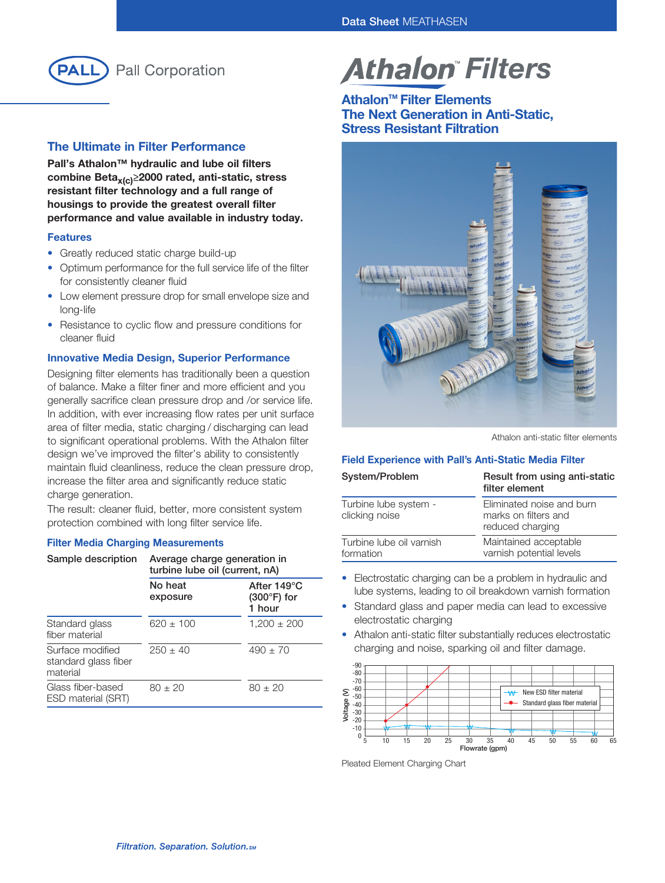Pall Corporation

# Athalon™ Filters

## Athalon™ Filter Elements
## The Next Generation in Anti-Static, Stress Resistant Filtration

## The Ultimate in Filter Performance

**Pall's Athalon™ hydraulic and lube oil filters combine Beta$_{x(c)}$≥2000 rated, anti-static, stress resistant filter technology and a full range of housings to provide the greatest overall filter performance and value available in industry today.**

### Features

- Greatly reduced static charge build-up
- Optimum performance for the full service life of the filter for consistently cleaner fluid
- Low element pressure drop for small envelope size and long-life
- Resistance to cyclic flow and pressure conditions for cleaner fluid

### Innovative Media Design, Superior Performance

Designing filter elements has traditionally been a question of balance. Make a filter finer and more efficient and you generally sacrifice clean pressure drop and /or service life. In addition, with ever increasing flow rates per unit surface area of filter media, static charging / discharging can lead to significant operational problems. With the Athalon filter design we've improved the filter's ability to consistently maintain fluid cleanliness, reduce the clean pressure drop, increase the filter area and significantly reduce static charge generation.

The result: cleaner fluid, better, more consistent system protection combined with long filter service life.

### Filter Media Charging Measurements

| Sample description | Average charge generation in turbine lube oil (current, nA) | |
|---|---|---|
| | No heat exposure | After 149°C (300°F) for 1 hour |
| Standard glass fiber material | 620 ± 100 | 1,200 ± 200 |
| Surface modified standard glass fiber material | 250 ± 40 | 490 ± 70 |
| Glass fiber-based ESD material (SRT) | 80 ± 20 | 80 ± 20 |

Athalon anti-static filter elements

### Field Experience with Pall's Anti-Static Media Filter

| System/Problem | Result from using anti-static filter element |
|---|---|
| Turbine lube system - clicking noise | Eliminated noise and burn marks on filters and reduced charging |
| Turbine lube oil varnish formation | Maintained acceptable varnish potential levels |

- Electrostatic charging can be a problem in hydraulic and lube systems, leading to oil breakdown varnish formation
- Standard glass and paper media can lead to excessive electrostatic charging
- Athalon anti-static filter substantially reduces electrostatic charging and noise, sparking oil and filter damage.

Pleated Element Charging Chart

*Filtration. Separation. Solution.*$_{SM}$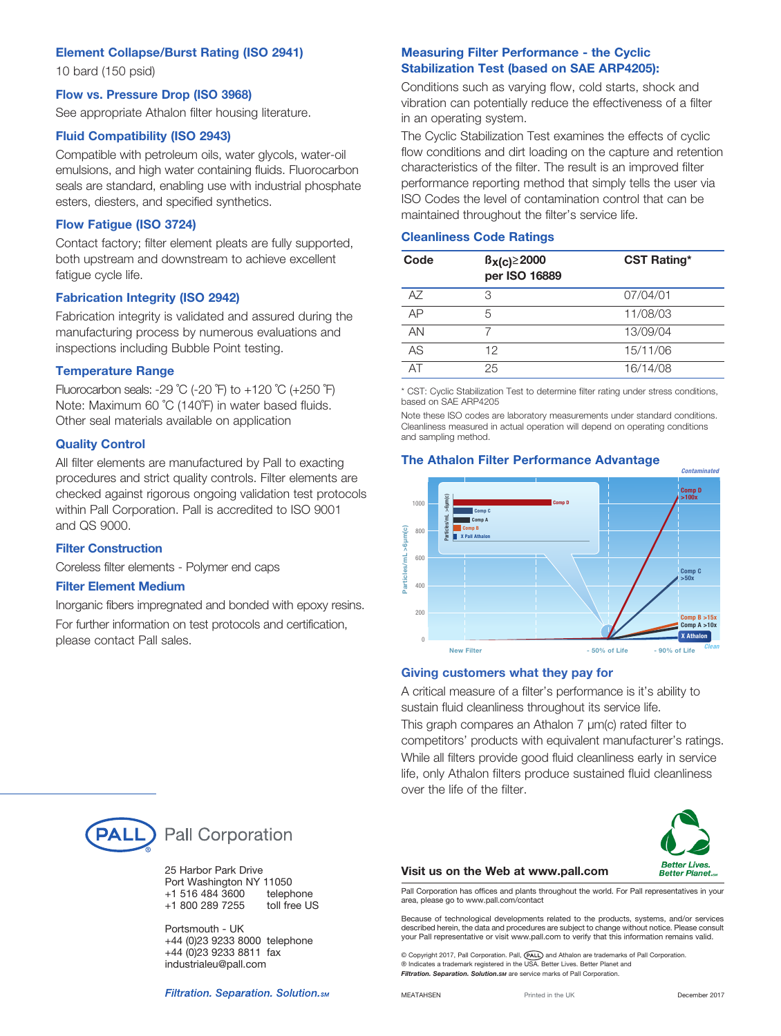### Element Collapse/Burst Rating (ISO 2941)

10 bard (150 psid)

### Flow vs. Pressure Drop (ISO 3968)

See appropriate Athalon filter housing literature.

### Fluid Compatibility (ISO 2943)

Compatible with petroleum oils, water glycols, water-oil emulsions, and high water containing fluids. Fluorocarbon seals are standard, enabling use with industrial phosphate esters, diesters, and specified synthetics.

### Flow Fatigue (ISO 3724)

Contact factory; filter element pleats are fully supported, both upstream and downstream to achieve excellent fatigue cycle life.

### Fabrication Integrity (ISO 2942)

Fabrication integrity is validated and assured during the manufacturing process by numerous evaluations and inspections including Bubble Point testing.

### Temperature Range

Fluorocarbon seals: -29 ˚C (-20 ˚F) to +120 ˚C (+250 ˚F)
Note: Maximum 60 ˚C (140˚F) in water based fluids.
Other seal materials available on application

### Quality Control

All filter elements are manufactured by Pall to exacting procedures and strict quality controls. Filter elements are checked against rigorous ongoing validation test protocols within Pall Corporation. Pall is accredited to ISO 9001 and QS 9000.

### Filter Construction

Coreless filter elements - Polymer end caps

### Filter Element Medium

Inorganic fibers impregnated and bonded with epoxy resins.

For further information on test protocols and certification, please contact Pall sales.

### Measuring Filter Performance - the Cyclic Stabilization Test (based on SAE ARP4205):

Conditions such as varying flow, cold starts, shock and vibration can potentially reduce the effectiveness of a filter in an operating system.

The Cyclic Stabilization Test examines the effects of cyclic flow conditions and dirt loading on the capture and retention characteristics of the filter. The result is an improved filter performance reporting method that simply tells the user via ISO Codes the level of contamination control that can be maintained throughout the filter's service life.

### Cleanliness Code Ratings

| Code | $\beta_{x(c)} \geq 2000$ per ISO 16889 | CST Rating* |
|---|---|---|
| AZ | 3 | 07/04/01 |
| AP | 5 | 11/08/03 |
| AN | 7 | 13/09/04 |
| AS | 12 | 15/11/06 |
| AT | 25 | 16/14/08 |

\* CST: Cyclic Stabilization Test to determine filter rating under stress conditions, based on SAE ARP4205

Note these ISO codes are laboratory measurements under standard conditions. Cleanliness measured in actual operation will depend on operating conditions and sampling method.

### The Athalon Filter Performance Advantage

Contaminated
Particles/mL >6µm(c)
1000
800
600
400
200
0
Comp D
Comp C
Comp A
Comp B
X Pall Athalon
Comp D >100x
Comp C >50x
Comp B >15x
Comp A >10x
X Athalon
Clean
New Filter
- 50% of Life
- 90% of Life

### Giving customers what they pay for

A critical measure of a filter's performance is it's ability to sustain fluid cleanliness throughout its service life.

This graph compares an Athalon 7 µm(c) rated filter to competitors' products with equivalent manufacturer's ratings. While all filters provide good fluid cleanliness early in service life, only Athalon filters produce sustained fluid cleanliness over the life of the filter.

**Pall Corporation**

25 Harbor Park Drive
Port Washington NY 11050
+1 516 484 3600 telephone
+1 800 289 7255 toll free US

Portsmouth - UK
+44 (0)23 9233 8000 telephone
+44 (0)23 9233 8811 fax
industrialeu@pall.com

*Filtration. Separation. Solution.SM*

**Visit us on the Web at www.pall.com**

*Better Lives. Better Planet.SM*

Pall Corporation has offices and plants throughout the world. For Pall representatives in your area, please go to www.pall.com/contact

Because of technological developments related to the products, systems, and/or services described herein, the data and procedures are subject to change without notice. Please consult your Pall representative or visit www.pall.com to verify that this information remains valid.

© Copyright 2017, Pall Corporation. Pall, PALL and Athalon are trademarks of Pall Corporation. ® Indicates a trademark registered in the USA. Better Lives. Better Planet and *Filtration. Separation. Solution.SM* are service marks of Pall Corporation.

MEATAHSEN Printed in the UK December 2017